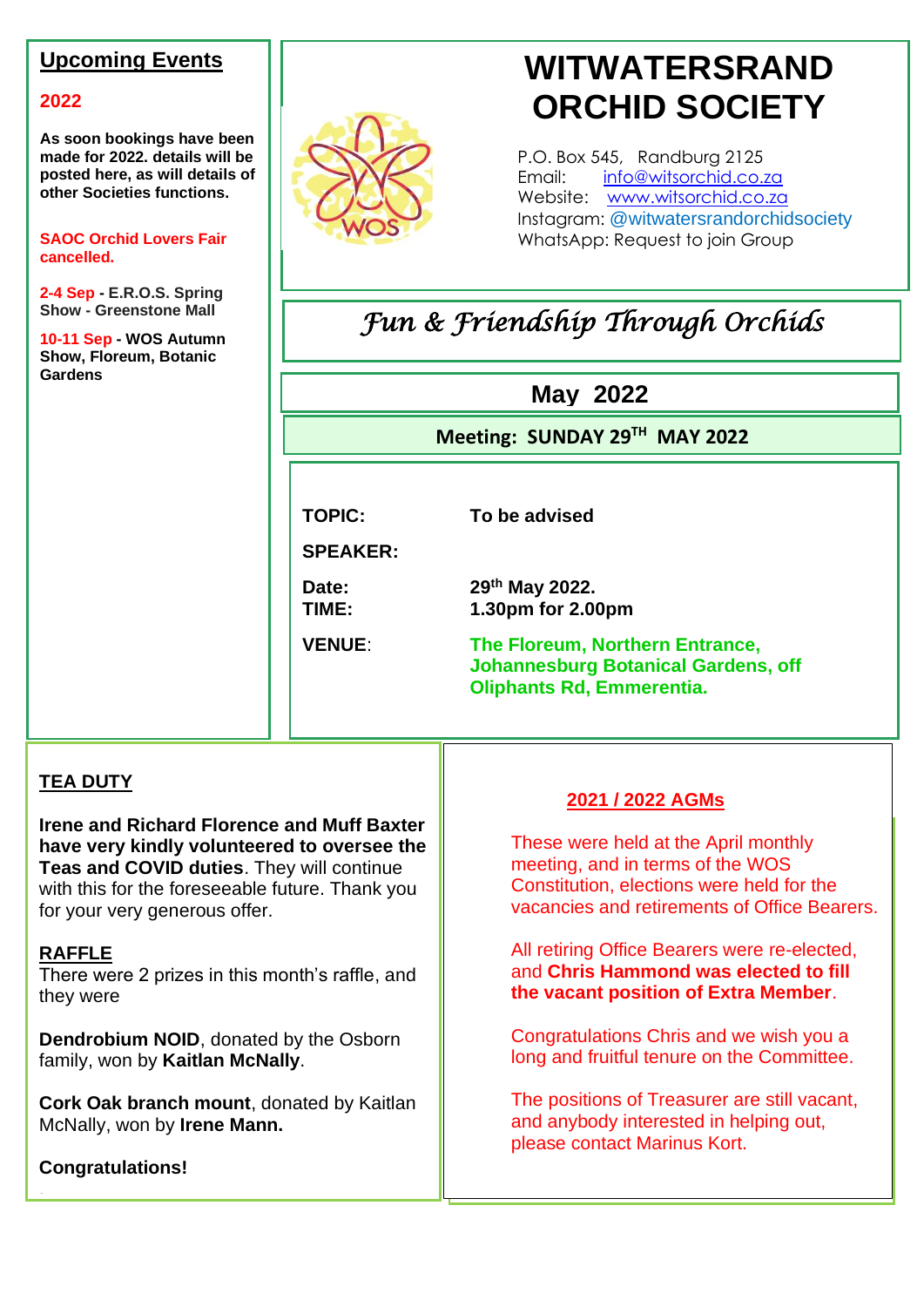# WITWATERSRAND ORCHID SOCIETY

P.O. Box 545, Randburg 2125
Email: info@witsorchid.co.za
Website: www.witsorchid.co.za
Instagram: @witwatersrandorchidsociety
WhatsApp: Request to join Group

*Fun & Friendship Through Orchids*

## May 2022

**Meeting: SUNDAY 29TH MAY 2022**

**TOPIC:** To be advised

**SPEAKER:**

**Date:** 29th May 2022.
**TIME:** 1.30pm for 2.00pm

**VENUE:** **The Floreum, Northern Entrance, Johannesburg Botanical Gardens, off Oliphants Rd, Emmerentia.**

## Upcoming Events

**2022**

**As soon bookings have been made for 2022. details will be posted here, as will details of other Societies functions.**

**SAOC Orchid Lovers Fair cancelled.**

**2-4 Sep - E.R.O.S. Spring Show - Greenstone Mall**

**10-11 Sep - WOS Autumn Show, Floreum, Botanic Gardens**

## TEA DUTY

**Irene and Richard Florence and Muff Baxter have very kindly volunteered to oversee the Teas and COVID duties**. They will continue with this for the foreseeable future. Thank you for your very generous offer.

## RAFFLE

There were 2 prizes in this month's raffle, and they were

**Dendrobium NOID**, donated by the Osborn family, won by **Kaitlan McNally**.

**Cork Oak branch mount**, donated by Kaitlan McNally, won by **Irene Mann.**

**Congratulations!**

## 2021 / 2022 AGMs

These were held at the April monthly meeting, and in terms of the WOS Constitution, elections were held for the vacancies and retirements of Office Bearers.

All retiring Office Bearers were re-elected, and **Chris Hammond was elected to fill the vacant position of Extra Member**.

Congratulations Chris and we wish you a long and fruitful tenure on the Committee.

The positions of Treasurer are still vacant, and anybody interested in helping out, please contact Marinus Kort.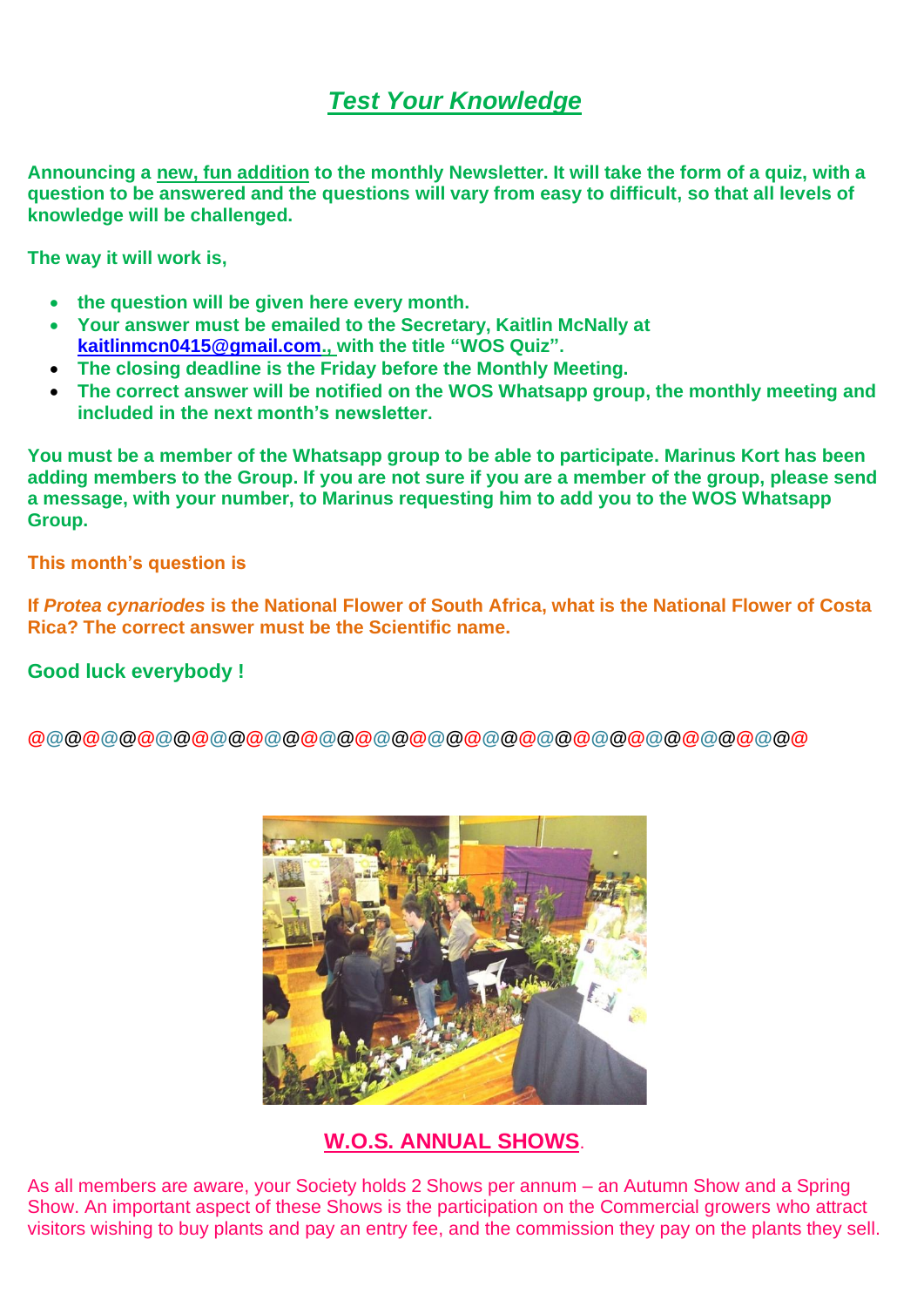## *Test Your Knowledge*

**Announcing a new, fun addition to the monthly Newsletter. It will take the form of a quiz, with a question to be answered and the questions will vary from easy to difficult, so that all levels of knowledge will be challenged.**

**The way it will work is,**

- **the question will be given here every month.**
- **Your answer must be emailed to the Secretary, Kaitlin McNally at kaitlinmcn0415@gmail.com., with the title "WOS Quiz".**
- **The closing deadline is the Friday before the Monthly Meeting.**
- **The correct answer will be notified on the WOS Whatsapp group, the monthly meeting and included in the next month's newsletter.**

**You must be a member of the Whatsapp group to be able to participate. Marinus Kort has been adding members to the Group. If you are not sure if you are a member of the group, please send a message, with your number, to Marinus requesting him to add you to the WOS Whatsapp Group.**

**This month's question is**

**If *Protea cynariodes* is the National Flower of South Africa, what is the National Flower of Costa Rica? The correct answer must be the Scientific name.**

**Good luck everybody !**

@@@@@@@@@@@@@@@@@@@@@@@@@@@@@@@@@@@@@@@@@@@@

## W.O.S. ANNUAL SHOWS.

As all members are aware, your Society holds 2 Shows per annum – an Autumn Show and a Spring Show. An important aspect of these Shows is the participation on the Commercial growers who attract visitors wishing to buy plants and pay an entry fee, and the commission they pay on the plants they sell.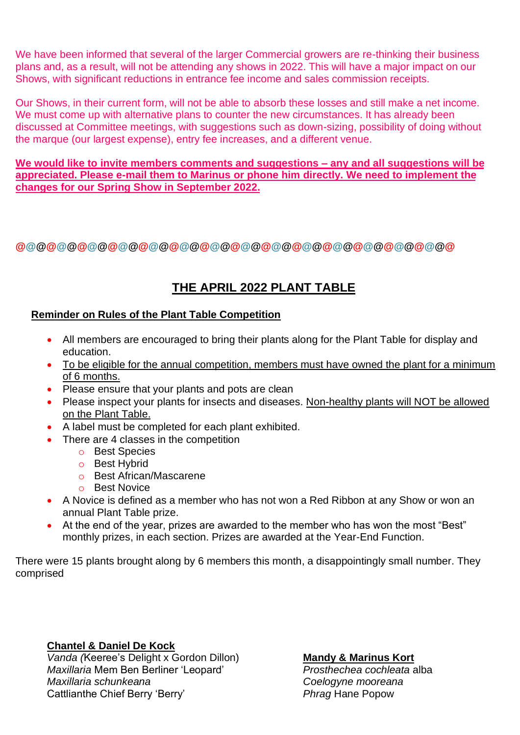We have been informed that several of the larger Commercial growers are re-thinking their business plans and, as a result, will not be attending any shows in 2022. This will have a major impact on our Shows, with significant reductions in entrance fee income and sales commission receipts.

Our Shows, in their current form, will not be able to absorb these losses and still make a net income. We must come up with alternative plans to counter the new circumstances. It has already been discussed at Committee meetings, with suggestions such as down-sizing, possibility of doing without the marque (our largest expense), entry fee increases, and a different venue.

**<u>We would like to invite members comments and suggestions – any and all suggestions will be appreciated. Please e-mail them to Marinus or phone him directly. We need to implement the changes for our Spring Show in September 2022.</u>**

@@@@@@@@@@@@@@@@@@@@@@@@@@@@@@@@@@@@@@@@@@@@

## THE APRIL 2022 PLANT TABLE

### Reminder on Rules of the Plant Table Competition

- All members are encouraged to bring their plants along for the Plant Table for display and education.
- <u>To be eligible for the annual competition, members must have owned the plant for a minimum of 6 months.</u>
- Please ensure that your plants and pots are clean
- Please inspect your plants for insects and diseases. <u>Non-healthy plants will NOT be allowed on the Plant Table.</u>
- A label must be completed for each plant exhibited.
- There are 4 classes in the competition
  - Best Species
  - Best Hybrid
  - Best African/Mascarene
  - Best Novice
- A Novice is defined as a member who has not won a Red Ribbon at any Show or won an annual Plant Table prize.
- At the end of the year, prizes are awarded to the member who has won the most "Best" monthly prizes, in each section. Prizes are awarded at the Year-End Function.

There were 15 plants brought along by 6 members this month, a disappointingly small number. They comprised

**<u>Chantel & Daniel De Kock</u>**
*Vanda (*Keeree's Delight x Gordon Dillon)
*Maxillaria* Mem Ben Berliner 'Leopard'
*Maxillaria schunkeana*
Cattlianthe Chief Berry 'Berry'

**<u>Mandy & Marinus Kort</u>**
*Prosthechea cochleata* alba
*Coelogyne mooreana*
*Phrag* Hane Popow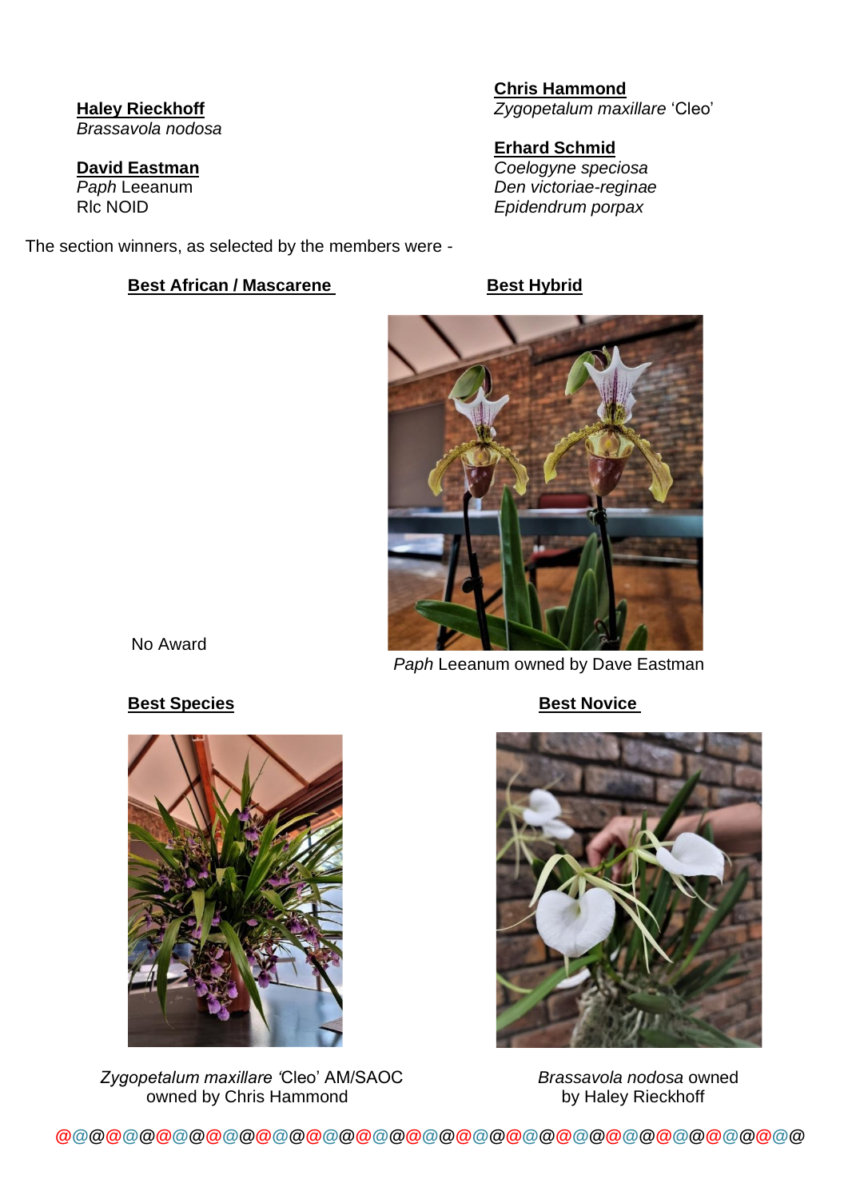**Haley Rieckhoff**
*Brassavola nodosa*

**David Eastman**
*Paph* Leeanum
Rlc NOID

**Chris Hammond**
*Zygopetalum maxillare* 'Cleo'

**Erhard Schmid**
*Coelogyne speciosa*
*Den victoriae-reginae*
*Epidendrum porpax*

The section winners, as selected by the members were -

**Best African / Mascarene**

No Award

**Best Hybrid**

*Paph* Leeanum owned by Dave Eastman

**Best Species**

*Zygopetalum maxillare* 'Cleo' AM/SAOC owned by Chris Hammond

**Best Novice**

*Brassavola nodosa* owned by Haley Rieckhoff

@@@@@@@@@@@@@@@@@@@@@@@@@@@@@@@@@@@@@@@@@@@@@@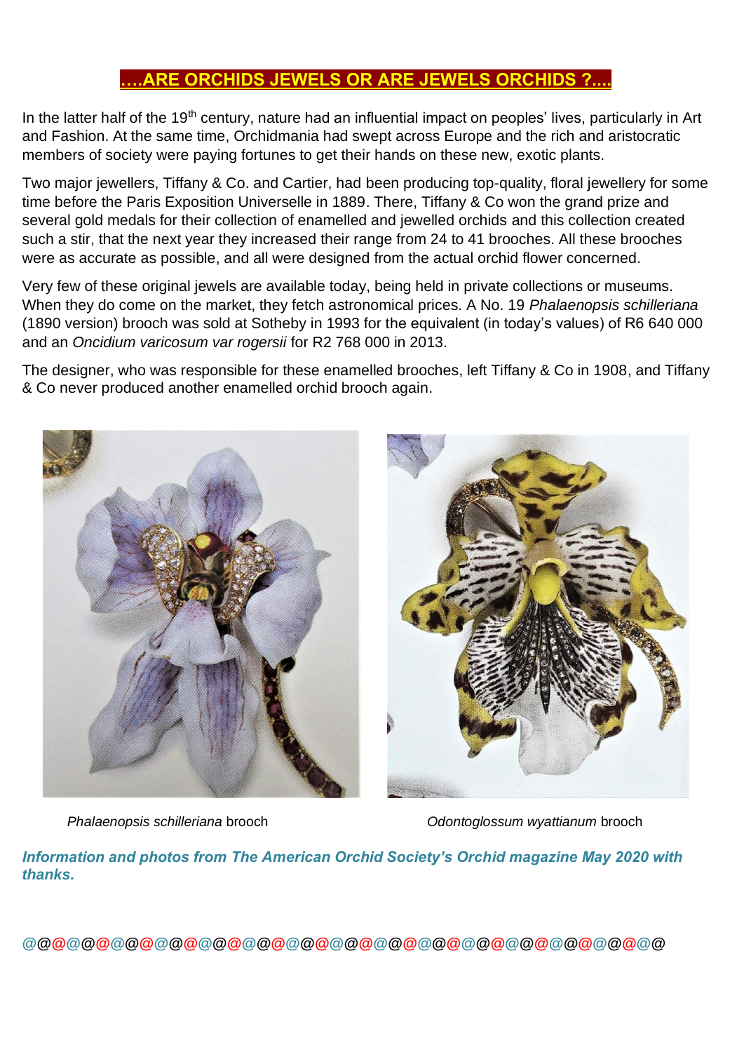## ….ARE ORCHIDS JEWELS OR ARE JEWELS ORCHIDS ?....

In the latter half of the 19th century, nature had an influential impact on peoples' lives, particularly in Art and Fashion. At the same time, Orchidmania had swept across Europe and the rich and aristocratic members of society were paying fortunes to get their hands on these new, exotic plants.

Two major jewellers, Tiffany & Co. and Cartier, had been producing top-quality, floral jewellery for some time before the Paris Exposition Universelle in 1889. There, Tiffany & Co won the grand prize and several gold medals for their collection of enamelled and jewelled orchids and this collection created such a stir, that the next year they increased their range from 24 to 41 brooches. All these brooches were as accurate as possible, and all were designed from the actual orchid flower concerned.

Very few of these original jewels are available today, being held in private collections or museums. When they do come on the market, they fetch astronomical prices. A No. 19 *Phalaenopsis schilleriana* (1890 version) brooch was sold at Sotheby in 1993 for the equivalent (in today's values) of R6 640 000 and an *Oncidium varicosum var rogersii* for R2 768 000 in 2013.

The designer, who was responsible for these enamelled brooches, left Tiffany & Co in 1908, and Tiffany & Co never produced another enamelled orchid brooch again.

*Phalaenopsis schilleriana* brooch

*Odontoglossum wyattianum* brooch

***Information and photos from The American Orchid Society's Orchid magazine May 2020 with thanks.***

@@@@@@@@@@@@@@@@@@@@@@@@@@@@@@@@@@@@@@@@@@@@@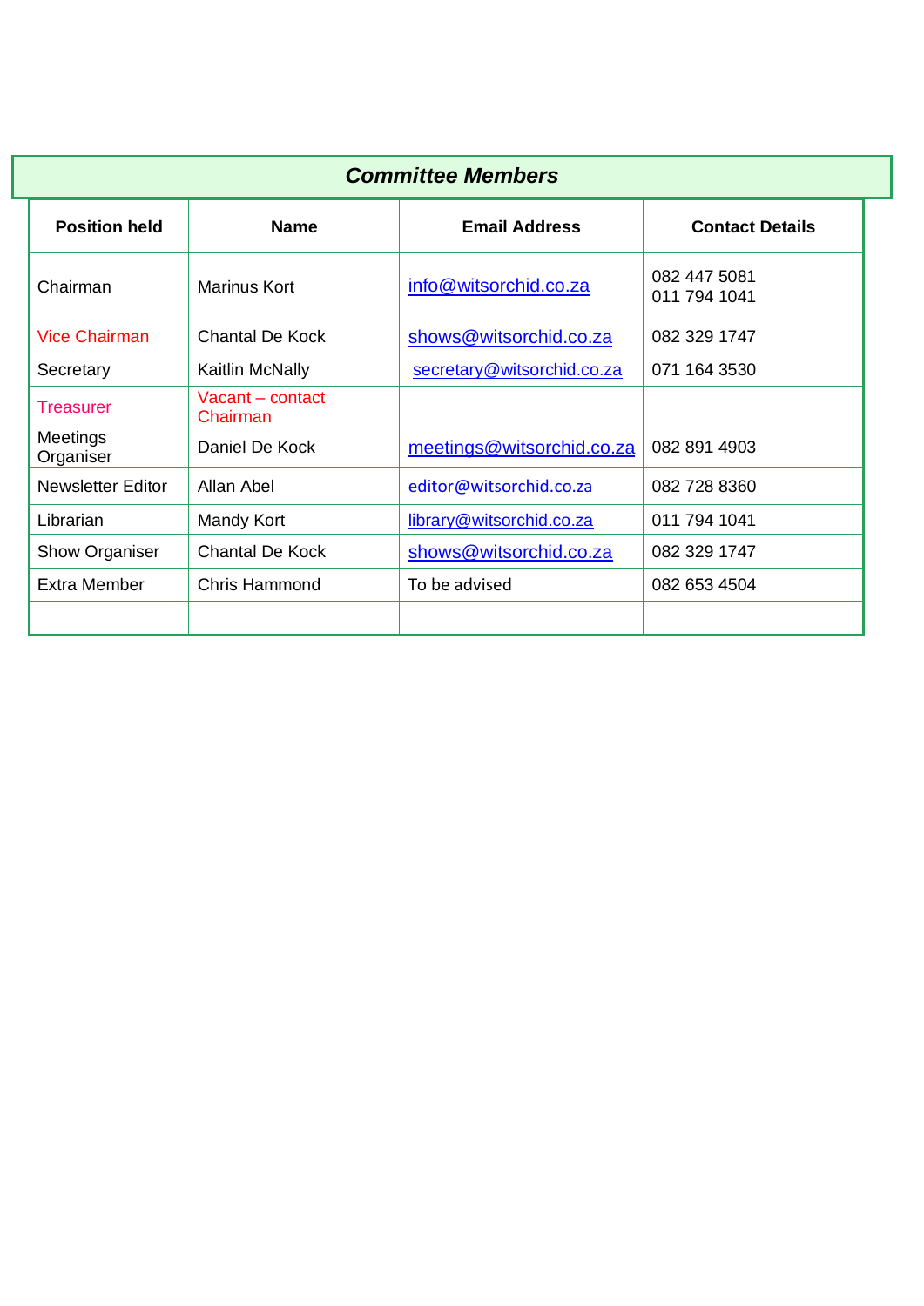## *Committee Members*

| Position held | Name | Email Address | Contact Details |
|---|---|---|---|
| Chairman | Marinus Kort | info@witsorchid.co.za | 082 447 5081<br>011 794 1041 |
| Vice Chairman | Chantal De Kock | shows@witsorchid.co.za | 082 329 1747 |
| Secretary | Kaitlin McNally | secretary@witsorchid.co.za | 071 164 3530 |
| Treasurer | Vacant – contact Chairman | | |
| Meetings Organiser | Daniel De Kock | meetings@witsorchid.co.za | 082 891 4903 |
| Newsletter Editor | Allan Abel | editor@witsorchid.co.za | 082 728 8360 |
| Librarian | Mandy Kort | library@witsorchid.co.za | 011 794 1041 |
| Show Organiser | Chantal De Kock | shows@witsorchid.co.za | 082 329 1747 |
| Extra Member | Chris Hammond | To be advised | 082 653 4504 |
| | | | |